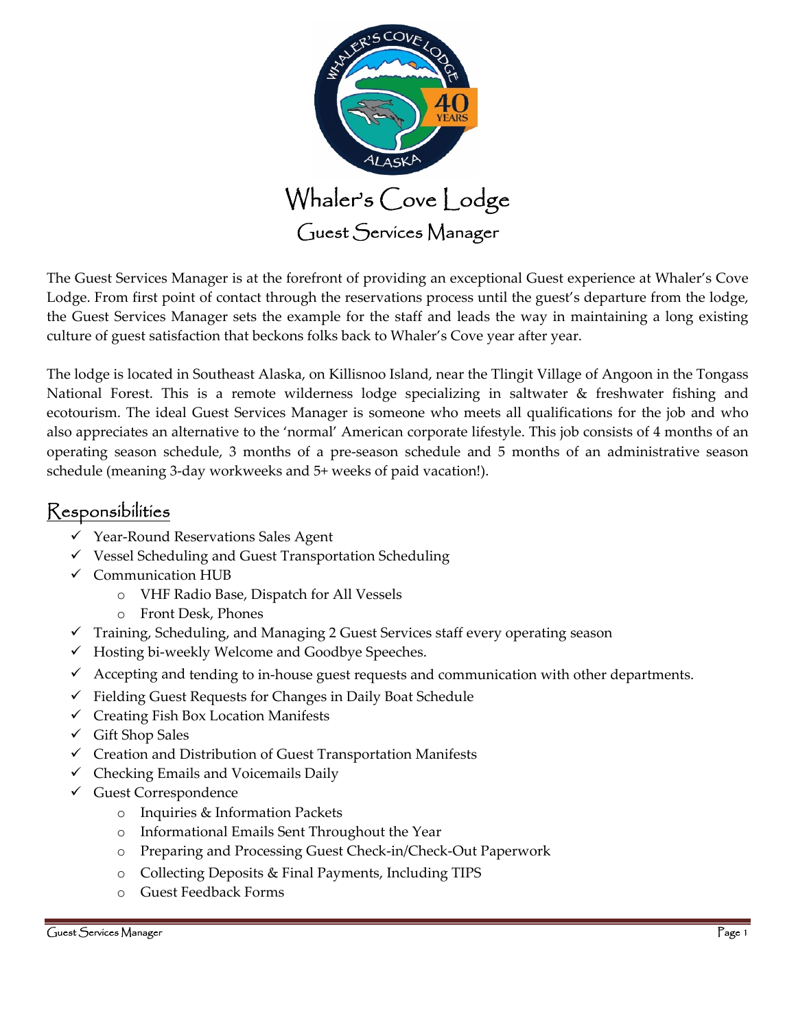# Whaler's Cove Lodge

## Guest Services Manager

The Guest Services Manager is at the forefront of providing an exceptional Guest experience at Whaler's Cove Lodge. From first point of contact through the reservations process until the guest's departure from the lodge, the Guest Services Manager sets the example for the staff and leads the way in maintaining a long existing culture of guest satisfaction that beckons folks back to Whaler's Cove year after year.

The lodge is located in Southeast Alaska, on Killisnoo Island, near the Tlingit Village of Angoon in the Tongass National Forest. This is a remote wilderness lodge specializing in saltwater & freshwater fishing and ecotourism. The ideal Guest Services Manager is someone who meets all qualifications for the job and who also appreciates an alternative to the 'normal' American corporate lifestyle. This job consists of 4 months of an operating season schedule, 3 months of a pre-season schedule and 5 months of an administrative season schedule (meaning 3-day workweeks and 5+ weeks of paid vacation!).

## Responsibilities

- ✓ Year-Round Reservations Sales Agent
- ✓ Vessel Scheduling and Guest Transportation Scheduling
- ✓ Communication HUB
  - VHF Radio Base, Dispatch for All Vessels
  - Front Desk, Phones
- ✓ Training, Scheduling, and Managing 2 Guest Services staff every operating season
- ✓ Hosting bi-weekly Welcome and Goodbye Speeches.
- ✓ Accepting and tending to in-house guest requests and communication with other departments.
- ✓ Fielding Guest Requests for Changes in Daily Boat Schedule
- ✓ Creating Fish Box Location Manifests
- ✓ Gift Shop Sales
- ✓ Creation and Distribution of Guest Transportation Manifests
- ✓ Checking Emails and Voicemails Daily
- ✓ Guest Correspondence
  - Inquiries & Information Packets
  - Informational Emails Sent Throughout the Year
  - Preparing and Processing Guest Check-in/Check-Out Paperwork
  - Collecting Deposits & Final Payments, Including TIPS
  - Guest Feedback Forms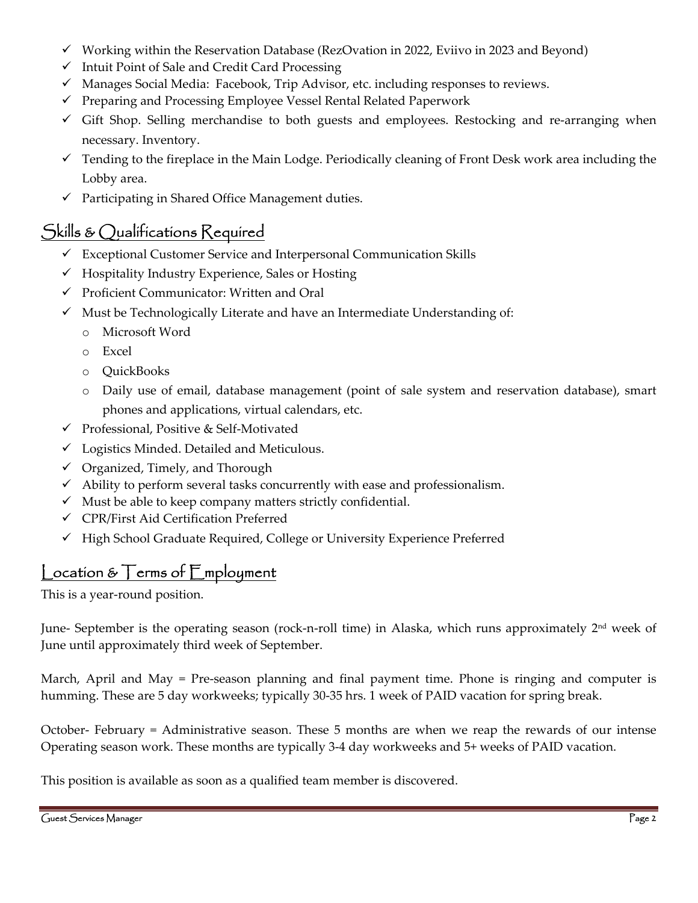- ✓ Working within the Reservation Database (RezOvation in 2022, Eviivo in 2023 and Beyond)
- ✓ Intuit Point of Sale and Credit Card Processing
- ✓ Manages Social Media: Facebook, Trip Advisor, etc. including responses to reviews.
- ✓ Preparing and Processing Employee Vessel Rental Related Paperwork
- ✓ Gift Shop. Selling merchandise to both guests and employees. Restocking and re-arranging when necessary. Inventory.
- ✓ Tending to the fireplace in the Main Lodge. Periodically cleaning of Front Desk work area including the Lobby area.
- ✓ Participating in Shared Office Management duties.

## Skills & Qualifications Required

- ✓ Exceptional Customer Service and Interpersonal Communication Skills
- ✓ Hospitality Industry Experience, Sales or Hosting
- ✓ Proficient Communicator: Written and Oral
- ✓ Must be Technologically Literate and have an Intermediate Understanding of:
  - Microsoft Word
  - Excel
  - QuickBooks
  - Daily use of email, database management (point of sale system and reservation database), smart phones and applications, virtual calendars, etc.
- ✓ Professional, Positive & Self-Motivated
- ✓ Logistics Minded. Detailed and Meticulous.
- ✓ Organized, Timely, and Thorough
- ✓ Ability to perform several tasks concurrently with ease and professionalism.
- ✓ Must be able to keep company matters strictly confidential.
- ✓ CPR/First Aid Certification Preferred
- ✓ High School Graduate Required, College or University Experience Preferred

## Location & Terms of Employment

This is a year-round position.

June- September is the operating season (rock-n-roll time) in Alaska, which runs approximately 2nd week of June until approximately third week of September.

March, April and May = Pre-season planning and final payment time. Phone is ringing and computer is humming. These are 5 day workweeks; typically 30-35 hrs. 1 week of PAID vacation for spring break.

October- February = Administrative season. These 5 months are when we reap the rewards of our intense Operating season work. These months are typically 3-4 day workweeks and 5+ weeks of PAID vacation.

This position is available as soon as a qualified team member is discovered.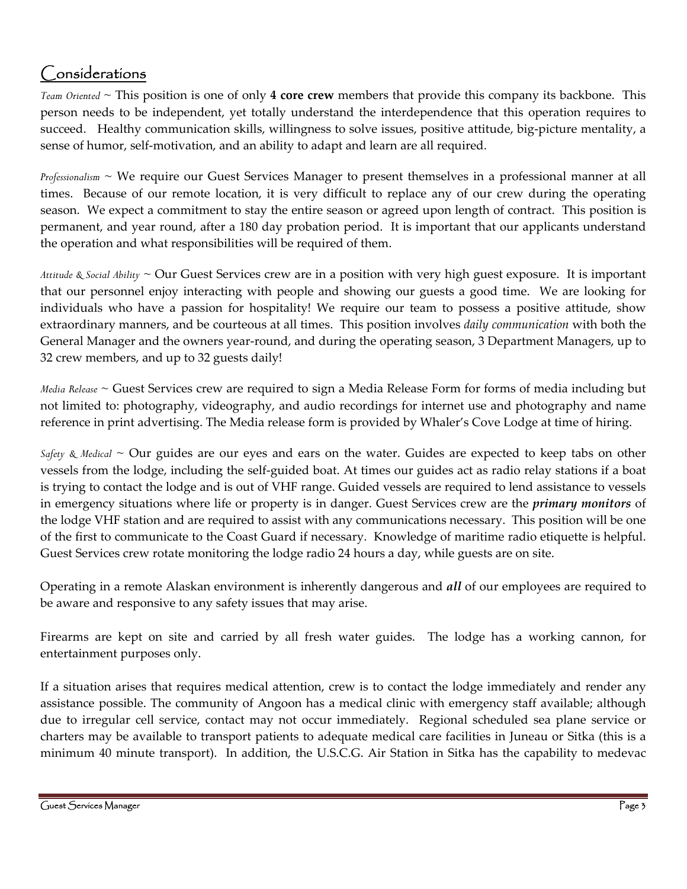# Considerations

*Team Oriented* ~ This position is one of only **4 core crew** members that provide this company its backbone. This person needs to be independent, yet totally understand the interdependence that this operation requires to succeed. Healthy communication skills, willingness to solve issues, positive attitude, big-picture mentality, a sense of humor, self-motivation, and an ability to adapt and learn are all required.

*Professionalism* ~ We require our Guest Services Manager to present themselves in a professional manner at all times. Because of our remote location, it is very difficult to replace any of our crew during the operating season. We expect a commitment to stay the entire season or agreed upon length of contract. This position is permanent, and year round, after a 180 day probation period. It is important that our applicants understand the operation and what responsibilities will be required of them.

*Attitude & Social Ability* ~ Our Guest Services crew are in a position with very high guest exposure. It is important that our personnel enjoy interacting with people and showing our guests a good time. We are looking for individuals who have a passion for hospitality! We require our team to possess a positive attitude, show extraordinary manners, and be courteous at all times. This position involves *daily communication* with both the General Manager and the owners year-round, and during the operating season, 3 Department Managers, up to 32 crew members, and up to 32 guests daily!

*Media Release* ~ Guest Services crew are required to sign a Media Release Form for forms of media including but not limited to: photography, videography, and audio recordings for internet use and photography and name reference in print advertising. The Media release form is provided by Whaler's Cove Lodge at time of hiring.

*Safety & Medical* ~ Our guides are our eyes and ears on the water. Guides are expected to keep tabs on other vessels from the lodge, including the self-guided boat. At times our guides act as radio relay stations if a boat is trying to contact the lodge and is out of VHF range. Guided vessels are required to lend assistance to vessels in emergency situations where life or property is in danger. Guest Services crew are the ***primary monitors*** of the lodge VHF station and are required to assist with any communications necessary. This position will be one of the first to communicate to the Coast Guard if necessary. Knowledge of maritime radio etiquette is helpful. Guest Services crew rotate monitoring the lodge radio 24 hours a day, while guests are on site.

Operating in a remote Alaskan environment is inherently dangerous and ***all*** of our employees are required to be aware and responsive to any safety issues that may arise.

Firearms are kept on site and carried by all fresh water guides. The lodge has a working cannon, for entertainment purposes only.

If a situation arises that requires medical attention, crew is to contact the lodge immediately and render any assistance possible. The community of Angoon has a medical clinic with emergency staff available; although due to irregular cell service, contact may not occur immediately. Regional scheduled sea plane service or charters may be available to transport patients to adequate medical care facilities in Juneau or Sitka (this is a minimum 40 minute transport). In addition, the U.S.C.G. Air Station in Sitka has the capability to medevac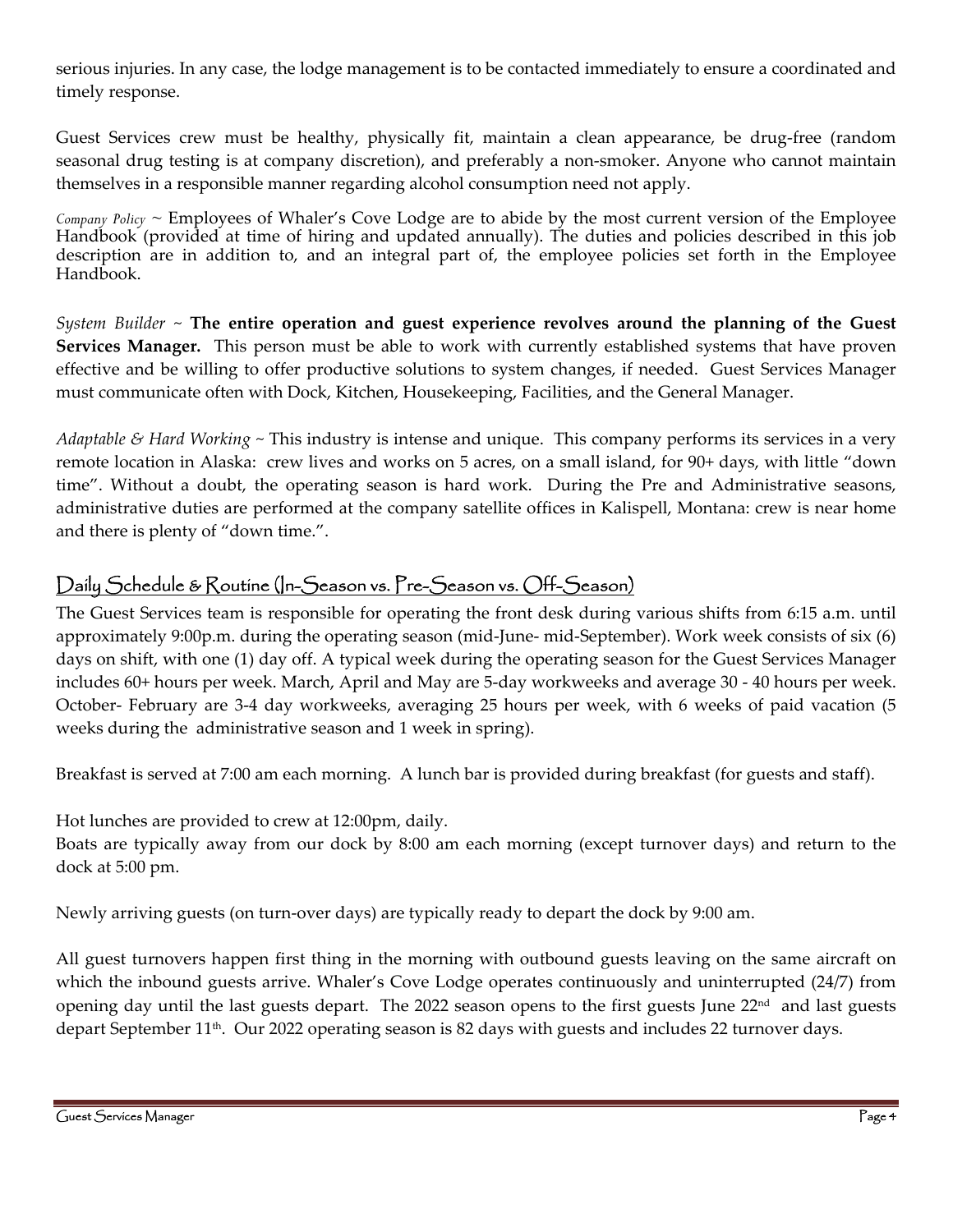serious injuries. In any case, the lodge management is to be contacted immediately to ensure a coordinated and timely response.

Guest Services crew must be healthy, physically fit, maintain a clean appearance, be drug-free (random seasonal drug testing is at company discretion), and preferably a non-smoker. Anyone who cannot maintain themselves in a responsible manner regarding alcohol consumption need not apply.

*Company Policy* ~ Employees of Whaler's Cove Lodge are to abide by the most current version of the Employee Handbook (provided at time of hiring and updated annually). The duties and policies described in this job description are in addition to, and an integral part of, the employee policies set forth in the Employee Handbook.

*System Builder* ~ **The entire operation and guest experience revolves around the planning of the Guest Services Manager.** This person must be able to work with currently established systems that have proven effective and be willing to offer productive solutions to system changes, if needed. Guest Services Manager must communicate often with Dock, Kitchen, Housekeeping, Facilities, and the General Manager.

*Adaptable & Hard Working* ~ This industry is intense and unique. This company performs its services in a very remote location in Alaska: crew lives and works on 5 acres, on a small island, for 90+ days, with little "down time". Without a doubt, the operating season is hard work. During the Pre and Administrative seasons, administrative duties are performed at the company satellite offices in Kalispell, Montana: crew is near home and there is plenty of "down time.".

## Daily Schedule & Routine (In-Season vs. Pre-Season vs. Off-Season)

The Guest Services team is responsible for operating the front desk during various shifts from 6:15 a.m. until approximately 9:00p.m. during the operating season (mid-June- mid-September). Work week consists of six (6) days on shift, with one (1) day off. A typical week during the operating season for the Guest Services Manager includes 60+ hours per week. March, April and May are 5-day workweeks and average 30 - 40 hours per week. October- February are 3-4 day workweeks, averaging 25 hours per week, with 6 weeks of paid vacation (5 weeks during the administrative season and 1 week in spring).

Breakfast is served at 7:00 am each morning. A lunch bar is provided during breakfast (for guests and staff).

Hot lunches are provided to crew at 12:00pm, daily.
Boats are typically away from our dock by 8:00 am each morning (except turnover days) and return to the dock at 5:00 pm.

Newly arriving guests (on turn-over days) are typically ready to depart the dock by 9:00 am.

All guest turnovers happen first thing in the morning with outbound guests leaving on the same aircraft on which the inbound guests arrive. Whaler's Cove Lodge operates continuously and uninterrupted (24/7) from opening day until the last guests depart. The 2022 season opens to the first guests June 22nd and last guests depart September 11th. Our 2022 operating season is 82 days with guests and includes 22 turnover days.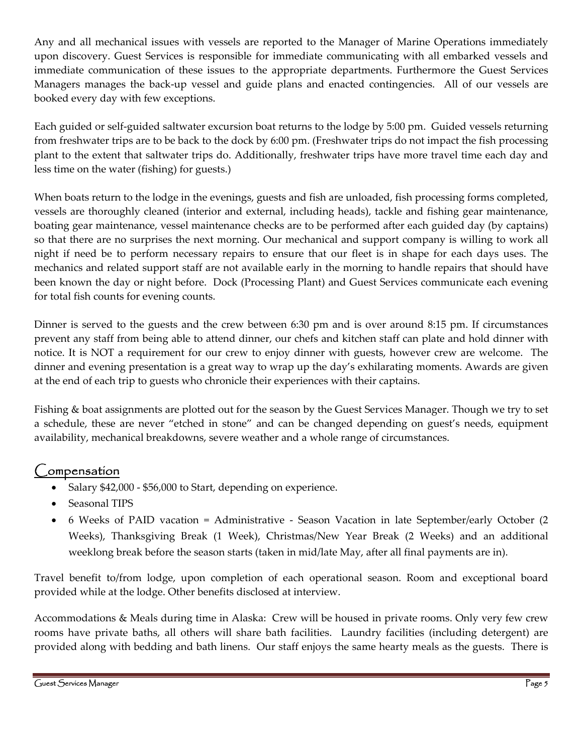Any and all mechanical issues with vessels are reported to the Manager of Marine Operations immediately upon discovery. Guest Services is responsible for immediate communicating with all embarked vessels and immediate communication of these issues to the appropriate departments. Furthermore the Guest Services Managers manages the back-up vessel and guide plans and enacted contingencies. All of our vessels are booked every day with few exceptions.

Each guided or self-guided saltwater excursion boat returns to the lodge by 5:00 pm. Guided vessels returning from freshwater trips are to be back to the dock by 6:00 pm. (Freshwater trips do not impact the fish processing plant to the extent that saltwater trips do. Additionally, freshwater trips have more travel time each day and less time on the water (fishing) for guests.)

When boats return to the lodge in the evenings, guests and fish are unloaded, fish processing forms completed, vessels are thoroughly cleaned (interior and external, including heads), tackle and fishing gear maintenance, boating gear maintenance, vessel maintenance checks are to be performed after each guided day (by captains) so that there are no surprises the next morning. Our mechanical and support company is willing to work all night if need be to perform necessary repairs to ensure that our fleet is in shape for each days uses. The mechanics and related support staff are not available early in the morning to handle repairs that should have been known the day or night before. Dock (Processing Plant) and Guest Services communicate each evening for total fish counts for evening counts.

Dinner is served to the guests and the crew between 6:30 pm and is over around 8:15 pm. If circumstances prevent any staff from being able to attend dinner, our chefs and kitchen staff can plate and hold dinner with notice. It is NOT a requirement for our crew to enjoy dinner with guests, however crew are welcome. The dinner and evening presentation is a great way to wrap up the day's exhilarating moments. Awards are given at the end of each trip to guests who chronicle their experiences with their captains.

Fishing & boat assignments are plotted out for the season by the Guest Services Manager. Though we try to set a schedule, these are never "etched in stone" and can be changed depending on guest's needs, equipment availability, mechanical breakdowns, severe weather and a whole range of circumstances.

## Compensation

- Salary $42,000 - $56,000 to Start, depending on experience.
- Seasonal TIPS
- 6 Weeks of PAID vacation = Administrative - Season Vacation in late September/early October (2 Weeks), Thanksgiving Break (1 Week), Christmas/New Year Break (2 Weeks) and an additional weeklong break before the season starts (taken in mid/late May, after all final payments are in).

Travel benefit to/from lodge, upon completion of each operational season. Room and exceptional board provided while at the lodge. Other benefits disclosed at interview.

Accommodations & Meals during time in Alaska: Crew will be housed in private rooms. Only very few crew rooms have private baths, all others will share bath facilities. Laundry facilities (including detergent) are provided along with bedding and bath linens. Our staff enjoys the same hearty meals as the guests. There is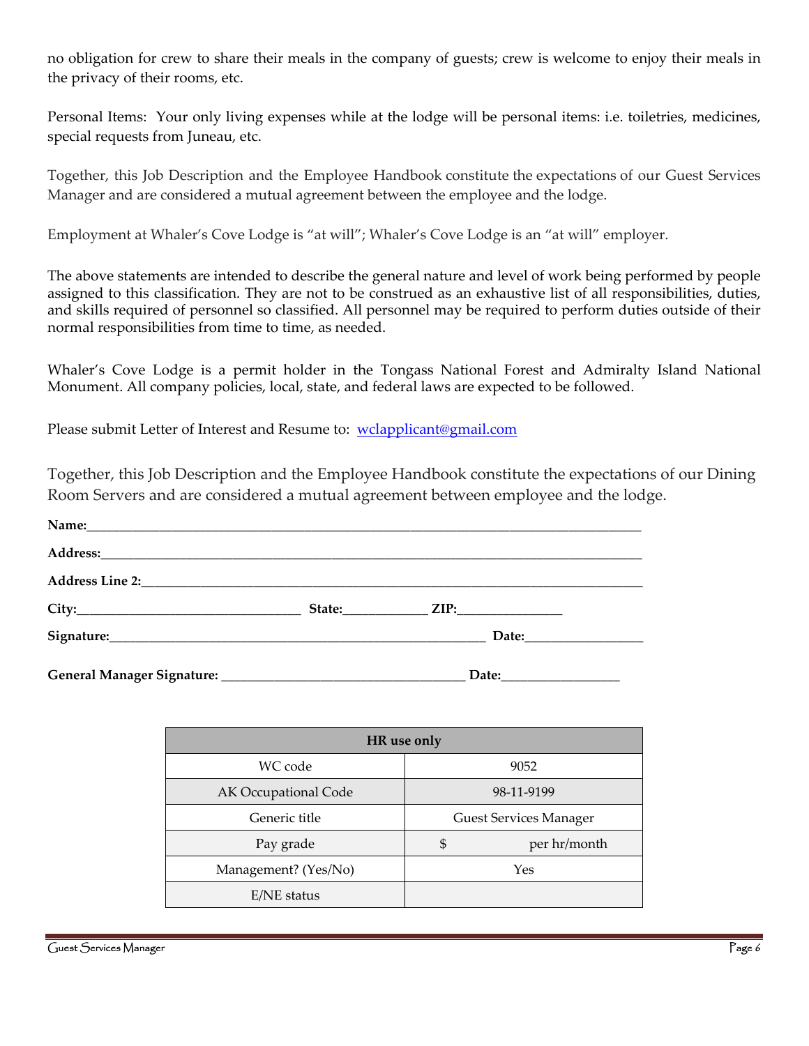no obligation for crew to share their meals in the company of guests; crew is welcome to enjoy their meals in the privacy of their rooms, etc.

Personal Items: Your only living expenses while at the lodge will be personal items: i.e. toiletries, medicines, special requests from Juneau, etc.

Together, this Job Description and the Employee Handbook constitute the expectations of our Guest Services Manager and are considered a mutual agreement between the employee and the lodge.

Employment at Whaler's Cove Lodge is "at will"; Whaler's Cove Lodge is an "at will" employer.

The above statements are intended to describe the general nature and level of work being performed by people assigned to this classification. They are not to be construed as an exhaustive list of all responsibilities, duties, and skills required of personnel so classified. All personnel may be required to perform duties outside of their normal responsibilities from time to time, as needed.

Whaler's Cove Lodge is a permit holder in the Tongass National Forest and Admiralty Island National Monument. All company policies, local, state, and federal laws are expected to be followed.

Please submit Letter of Interest and Resume to: wclapplicant@gmail.com

Together, this Job Description and the Employee Handbook constitute the expectations of our Dining Room Servers and are considered a mutual agreement between employee and the lodge.

**Name:**\_\_\_\_\_\_\_\_\_\_\_\_\_\_\_\_\_\_\_\_\_\_\_\_\_\_\_\_\_\_\_\_\_\_\_\_\_\_\_\_\_\_\_\_\_\_\_\_\_\_\_\_\_\_\_\_\_\_

**Address:**\_\_\_\_\_\_\_\_\_\_\_\_\_\_\_\_\_\_\_\_\_\_\_\_\_\_\_\_\_\_\_\_\_\_\_\_\_\_\_\_\_\_\_\_\_\_\_\_\_\_\_\_\_\_\_\_

**Address Line 2:**\_\_\_\_\_\_\_\_\_\_\_\_\_\_\_\_\_\_\_\_\_\_\_\_\_\_\_\_\_\_\_\_\_\_\_\_\_\_\_\_\_\_\_\_\_\_\_\_\_\_\_

**City:**\_\_\_\_\_\_\_\_\_\_\_\_\_\_\_\_\_\_\_\_\_\_\_\_ **State:**\_\_\_\_\_\_\_\_\_ **ZIP:**\_\_\_\_\_\_\_\_\_\_\_

**Signature:**\_\_\_\_\_\_\_\_\_\_\_\_\_\_\_\_\_\_\_\_\_\_\_\_\_\_\_\_\_\_\_\_\_\_\_\_\_\_\_\_ **Date:**\_\_\_\_\_\_\_\_\_\_\_\_

**General Manager Signature:** \_\_\_\_\_\_\_\_\_\_\_\_\_\_\_\_\_\_\_\_\_\_\_\_\_\_ **Date:**\_\_\_\_\_\_\_\_\_\_\_\_

| HR use only | |
|---|---|
| WC code | 9052 |
| AK Occupational Code | 98-11-9199 |
| Generic title | Guest Services Manager |
| Pay grade | $ per hr/month |
| Management? (Yes/No) | Yes |
| E/NE status | |